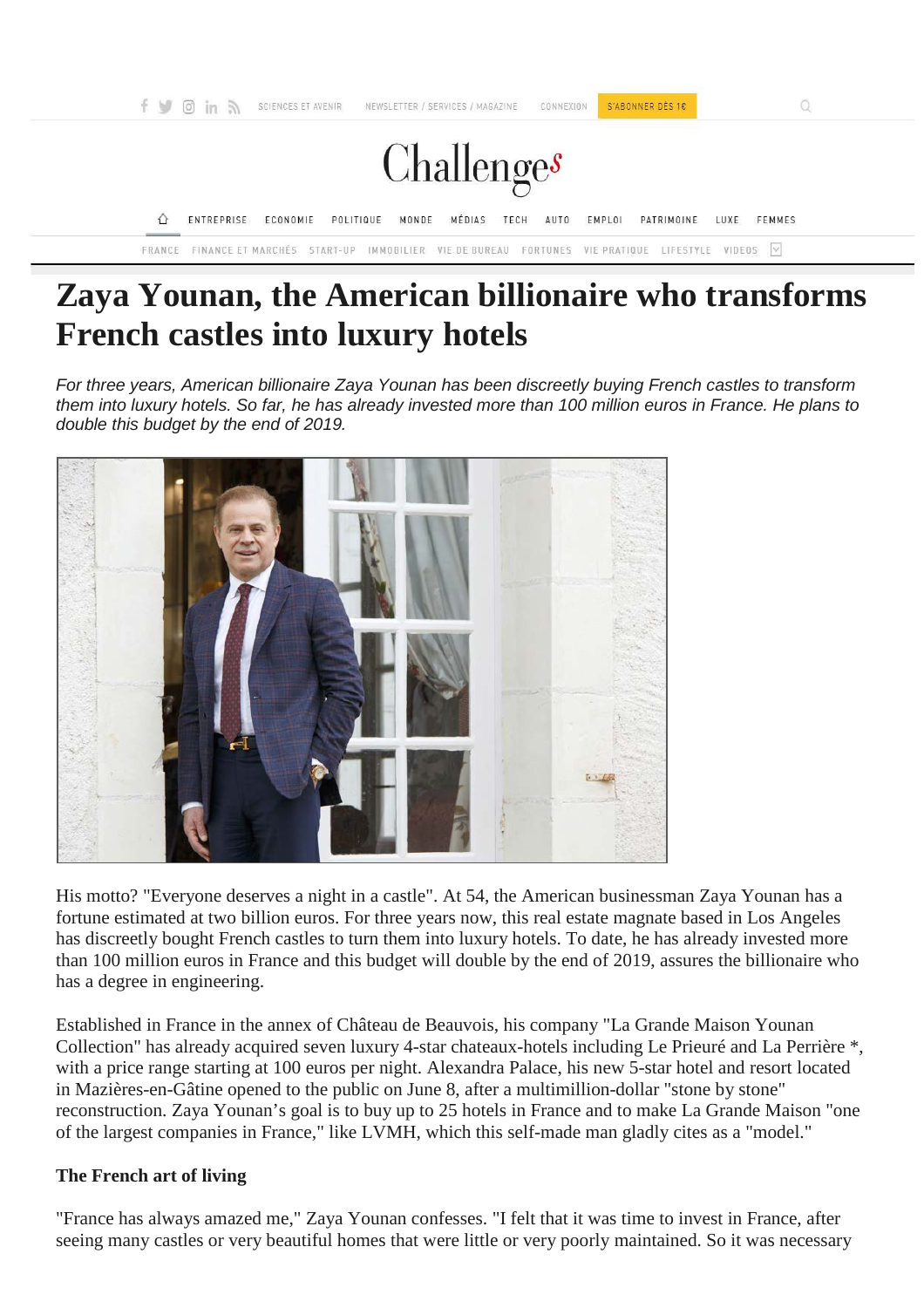# Zaya Younan, the American billionaire who transforms French castles into luxury hotels

*For three years, American billionaire Zaya Younan has been discreetly buying French castles to transform them into luxury hotels. So far, he has already invested more than 100 million euros in France. He plans to double this budget by the end of 2019.*

His motto? "Everyone deserves a night in a castle". At 54, the American businessman Zaya Younan has a fortune estimated at two billion euros. For three years now, this real estate magnate based in Los Angeles has discreetly bought French castles to turn them into luxury hotels. To date, he has already invested more than 100 million euros in France and this budget will double by the end of 2019, assures the billionaire who has a degree in engineering.

Established in France in the annex of Château de Beauvois, his company "La Grande Maison Younan Collection" has already acquired seven luxury 4-star chateaux-hotels including Le Prieuré and La Perrière *, with a price range starting at 100 euros per night. Alexandra Palace, his new 5-star hotel and resort located in Mazières-en-Gâtine opened to the public on June 8, after a multimillion-dollar "stone by stone" reconstruction. Zaya Younan's goal is to buy up to 25 hotels in France and to make La Grande Maison "one of the largest companies in France," like LVMH, which this self-made man gladly cites as a "model."

### The French art of living

"France has always amazed me," Zaya Younan confesses. "I felt that it was time to invest in France, after seeing many castles or very beautiful homes that were little or very poorly maintained. So it was necessary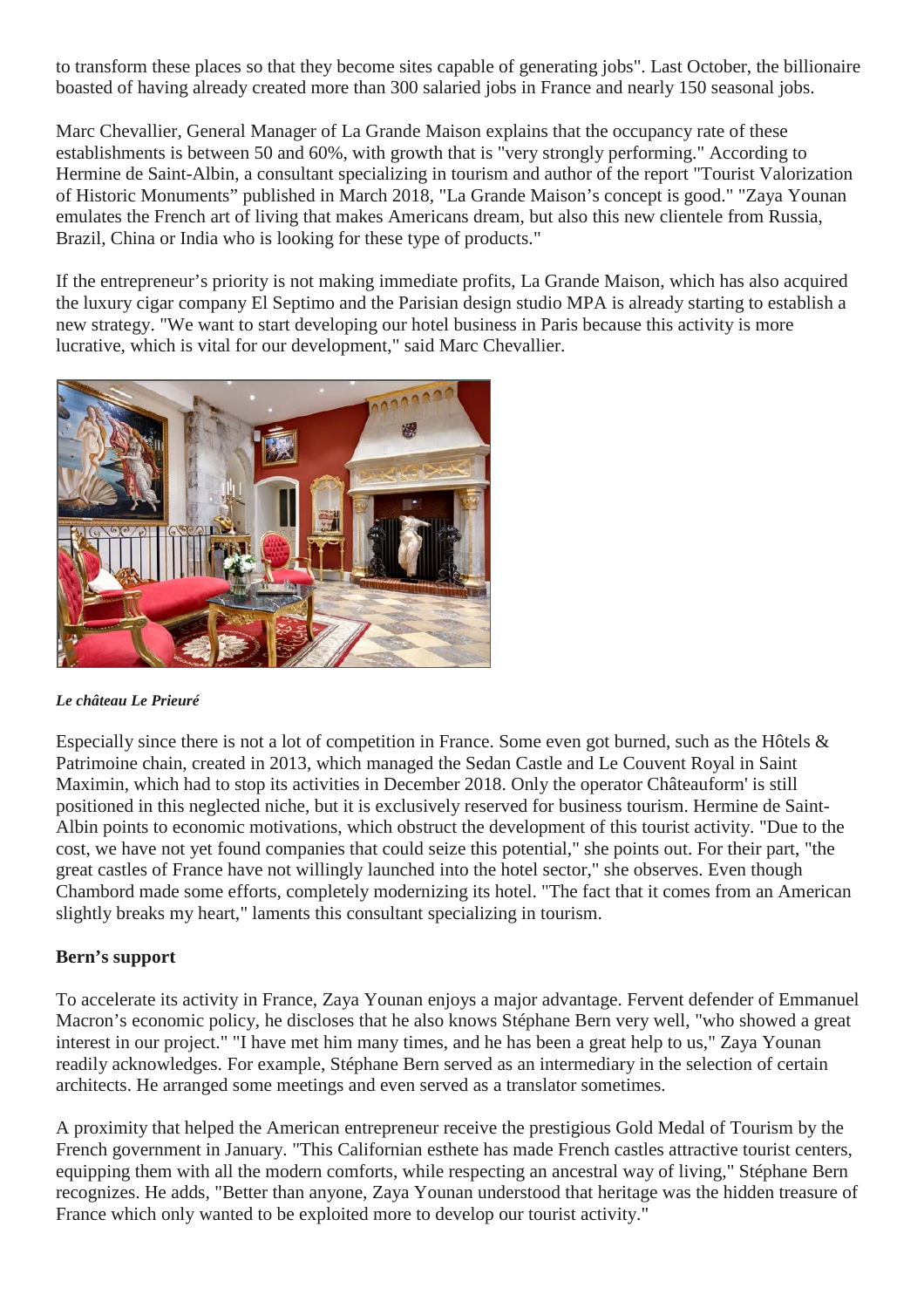to transform these places so that they become sites capable of generating jobs". Last October, the billionaire boasted of having already created more than 300 salaried jobs in France and nearly 150 seasonal jobs.

Marc Chevallier, General Manager of La Grande Maison explains that the occupancy rate of these establishments is between 50 and 60%, with growth that is "very strongly performing." According to Hermine de Saint-Albin, a consultant specializing in tourism and author of the report "Tourist Valorization of Historic Monuments" published in March 2018, "La Grande Maison's concept is good." "Zaya Younan emulates the French art of living that makes Americans dream, but also this new clientele from Russia, Brazil, China or India who is looking for these type of products."

If the entrepreneur's priority is not making immediate profits, La Grande Maison, which has also acquired the luxury cigar company El Septimo and the Parisian design studio MPA is already starting to establish a new strategy. "We want to start developing our hotel business in Paris because this activity is more lucrative, which is vital for our development," said Marc Chevallier.

***Le château Le Prieuré***

Especially since there is not a lot of competition in France. Some even got burned, such as the Hôtels & Patrimoine chain, created in 2013, which managed the Sedan Castle and Le Couvent Royal in Saint Maximin, which had to stop its activities in December 2018. Only the operator Châteauform' is still positioned in this neglected niche, but it is exclusively reserved for business tourism. Hermine de Saint-Albin points to economic motivations, which obstruct the development of this tourist activity. "Due to the cost, we have not yet found companies that could seize this potential," she points out. For their part, "the great castles of France have not willingly launched into the hotel sector," she observes. Even though Chambord made some efforts, completely modernizing its hotel. "The fact that it comes from an American slightly breaks my heart," laments this consultant specializing in tourism.

**Bern's support**

To accelerate its activity in France, Zaya Younan enjoys a major advantage. Fervent defender of Emmanuel Macron's economic policy, he discloses that he also knows Stéphane Bern very well, "who showed a great interest in our project." "I have met him many times, and he has been a great help to us," Zaya Younan readily acknowledges. For example, Stéphane Bern served as an intermediary in the selection of certain architects. He arranged some meetings and even served as a translator sometimes.

A proximity that helped the American entrepreneur receive the prestigious Gold Medal of Tourism by the French government in January. "This Californian esthete has made French castles attractive tourist centers, equipping them with all the modern comforts, while respecting an ancestral way of living," Stéphane Bern recognizes. He adds, "Better than anyone, Zaya Younan understood that heritage was the hidden treasure of France which only wanted to be exploited more to develop our tourist activity."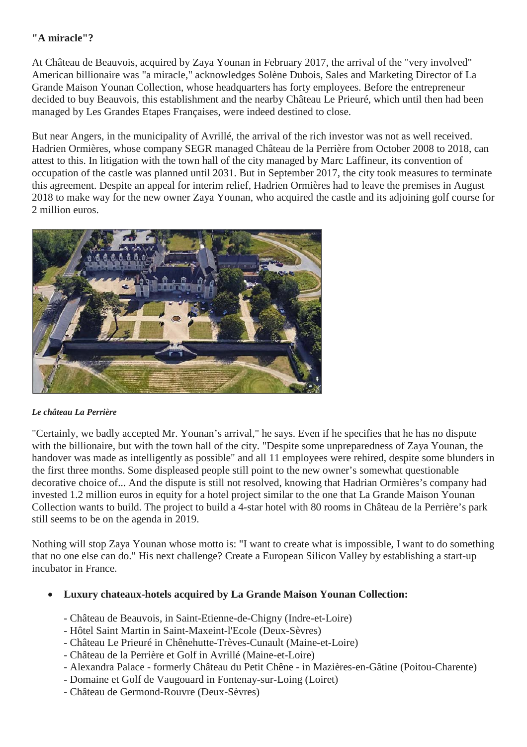**"A miracle"?**

At Château de Beauvois, acquired by Zaya Younan in February 2017, the arrival of the "very involved" American billionaire was "a miracle," acknowledges Solène Dubois, Sales and Marketing Director of La Grande Maison Younan Collection, whose headquarters has forty employees. Before the entrepreneur decided to buy Beauvois, this establishment and the nearby Château Le Prieuré, which until then had been managed by Les Grandes Etapes Françaises, were indeed destined to close.

But near Angers, in the municipality of Avrillé, the arrival of the rich investor was not as well received. Hadrien Ormières, whose company SEGR managed Château de la Perrière from October 2008 to 2018, can attest to this. In litigation with the town hall of the city managed by Marc Laffineur, its convention of occupation of the castle was planned until 2031. But in September 2017, the city took measures to terminate this agreement. Despite an appeal for interim relief, Hadrien Ormières had to leave the premises in August 2018 to make way for the new owner Zaya Younan, who acquired the castle and its adjoining golf course for 2 million euros.

***Le château La Perrière***

"Certainly, we badly accepted Mr. Younan's arrival," he says. Even if he specifies that he has no dispute with the billionaire, but with the town hall of the city. "Despite some unpreparedness of Zaya Younan, the handover was made as intelligently as possible" and all 11 employees were rehired, despite some blunders in the first three months. Some displeased people still point to the new owner's somewhat questionable decorative choice of... And the dispute is still not resolved, knowing that Hadrian Ormières's company had invested 1.2 million euros in equity for a hotel project similar to the one that La Grande Maison Younan Collection wants to build. The project to build a 4-star hotel with 80 rooms in Château de la Perrière's park still seems to be on the agenda in 2019.

Nothing will stop Zaya Younan whose motto is: "I want to create what is impossible, I want to do something that no one else can do." His next challenge? Create a European Silicon Valley by establishing a start-up incubator in France.

- **Luxury chateaux-hotels acquired by La Grande Maison Younan Collection:**

  - Château de Beauvois, in Saint-Etienne-de-Chigny (Indre-et-Loire)
  - Hôtel Saint Martin in Saint-Maxeint-l'Ecole (Deux-Sèvres)
  - Château Le Prieuré in Chênehutte-Trèves-Cunault (Maine-et-Loire)
  - Château de la Perrière et Golf in Avrillé (Maine-et-Loire)
  - Alexandra Palace - formerly Château du Petit Chêne - in Mazières-en-Gâtine (Poitou-Charente)
  - Domaine et Golf de Vaugouard in Fontenay-sur-Loing (Loiret)
  - Château de Germond-Rouvre (Deux-Sèvres)